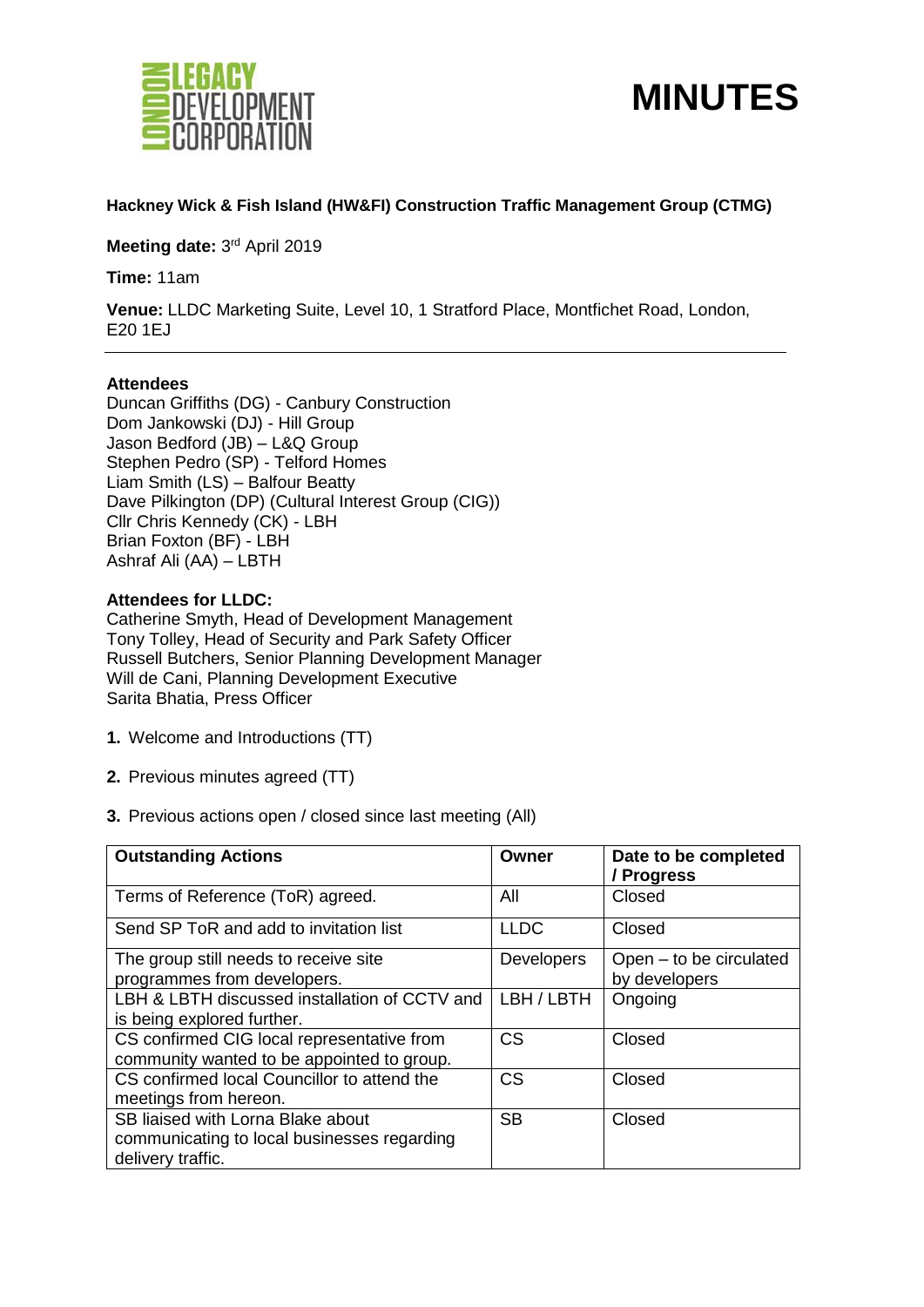# MINUTES

**Hackney Wick & Fish Island (HW&FI) Construction Traffic Management Group (CTMG)**

**Meeting date:** 3rd April 2019

**Time:** 11am

**Venue:** LLDC Marketing Suite, Level 10, 1 Stratford Place, Montfichet Road, London, E20 1EJ

---

**Attendees**

Duncan Griffiths (DG) - Canbury Construction
Dom Jankowski (DJ) - Hill Group
Jason Bedford (JB) – L&Q Group
Stephen Pedro (SP) - Telford Homes
Liam Smith (LS) – Balfour Beatty
Dave Pilkington (DP) (Cultural Interest Group (CIG))
Cllr Chris Kennedy (CK) - LBH
Brian Foxton (BF) - LBH
Ashraf Ali (AA) – LBTH

**Attendees for LLDC:**

Catherine Smyth, Head of Development Management
Tony Tolley, Head of Security and Park Safety Officer
Russell Butchers, Senior Planning Development Manager
Will de Cani, Planning Development Executive
Sarita Bhatia, Press Officer

1. Welcome and Introductions (TT)
2. Previous minutes agreed (TT)
3. Previous actions open / closed since last meeting (All)

| **Outstanding Actions** | **Owner** | **Date to be completed / Progress** |
|---|---|---|
| Terms of Reference (ToR) agreed. | All | Closed |
| Send SP ToR and add to invitation list | LLDC | Closed |
| The group still needs to receive site programmes from developers. | Developers | Open – to be circulated by developers |
| LBH & LBTH discussed installation of CCTV and is being explored further. | LBH / LBTH | Ongoing |
| CS confirmed CIG local representative from community wanted to be appointed to group. | CS | Closed |
| CS confirmed local Councillor to attend the meetings from hereon. | CS | Closed |
| SB liaised with Lorna Blake about communicating to local businesses regarding delivery traffic. | SB | Closed |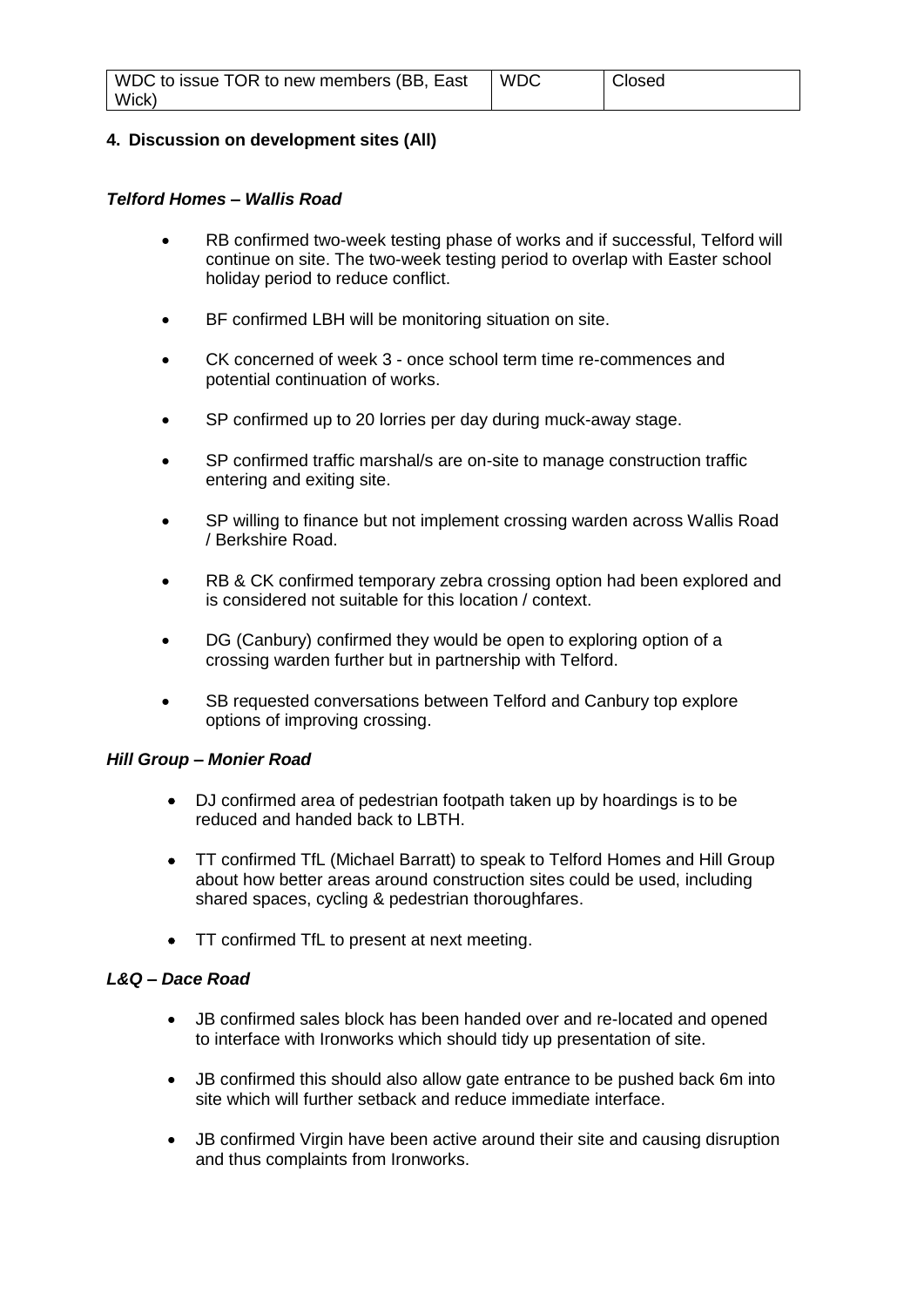| WDC to issue TOR to new members (BB, East Wick) | WDC | Closed |
|---|---|---|

**4. Discussion on development sites (All)**

***Telford Homes – Wallis Road***

- RB confirmed two-week testing phase of works and if successful, Telford will continue on site. The two-week testing period to overlap with Easter school holiday period to reduce conflict.
- BF confirmed LBH will be monitoring situation on site.
- CK concerned of week 3 - once school term time re-commences and potential continuation of works.
- SP confirmed up to 20 lorries per day during muck-away stage.
- SP confirmed traffic marshal/s are on-site to manage construction traffic entering and exiting site.
- SP willing to finance but not implement crossing warden across Wallis Road / Berkshire Road.
- RB & CK confirmed temporary zebra crossing option had been explored and is considered not suitable for this location / context.
- DG (Canbury) confirmed they would be open to exploring option of a crossing warden further but in partnership with Telford.
- SB requested conversations between Telford and Canbury top explore options of improving crossing.

***Hill Group – Monier Road***

- DJ confirmed area of pedestrian footpath taken up by hoardings is to be reduced and handed back to LBTH.
- TT confirmed TfL (Michael Barratt) to speak to Telford Homes and Hill Group about how better areas around construction sites could be used, including shared spaces, cycling & pedestrian thoroughfares.
- TT confirmed TfL to present at next meeting.

***L&Q – Dace Road***

- JB confirmed sales block has been handed over and re-located and opened to interface with Ironworks which should tidy up presentation of site.
- JB confirmed this should also allow gate entrance to be pushed back 6m into site which will further setback and reduce immediate interface.
- JB confirmed Virgin have been active around their site and causing disruption and thus complaints from Ironworks.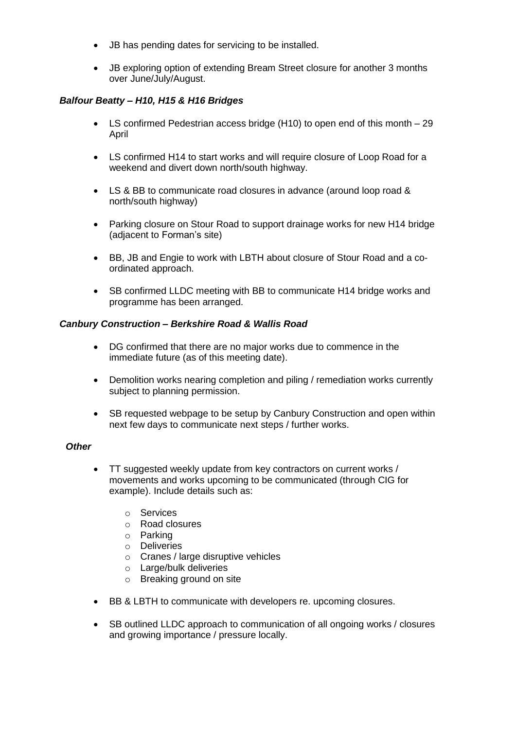- JB has pending dates for servicing to be installed.
- JB exploring option of extending Bream Street closure for another 3 months over June/July/August.

***Balfour Beatty – H10, H15 & H16 Bridges***

- LS confirmed Pedestrian access bridge (H10) to open end of this month – 29 April
- LS confirmed H14 to start works and will require closure of Loop Road for a weekend and divert down north/south highway.
- LS & BB to communicate road closures in advance (around loop road & north/south highway)
- Parking closure on Stour Road to support drainage works for new H14 bridge (adjacent to Forman's site)
- BB, JB and Engie to work with LBTH about closure of Stour Road and a co-ordinated approach.
- SB confirmed LLDC meeting with BB to communicate H14 bridge works and programme has been arranged.

***Canbury Construction – Berkshire Road & Wallis Road***

- DG confirmed that there are no major works due to commence in the immediate future (as of this meeting date).
- Demolition works nearing completion and piling / remediation works currently subject to planning permission.
- SB requested webpage to be setup by Canbury Construction and open within next few days to communicate next steps / further works.

***Other***

- TT suggested weekly update from key contractors on current works / movements and works upcoming to be communicated (through CIG for example). Include details such as:
  - Services
  - Road closures
  - Parking
  - Deliveries
  - Cranes / large disruptive vehicles
  - Large/bulk deliveries
  - Breaking ground on site
- BB & LBTH to communicate with developers re. upcoming closures.
- SB outlined LLDC approach to communication of all ongoing works / closures and growing importance / pressure locally.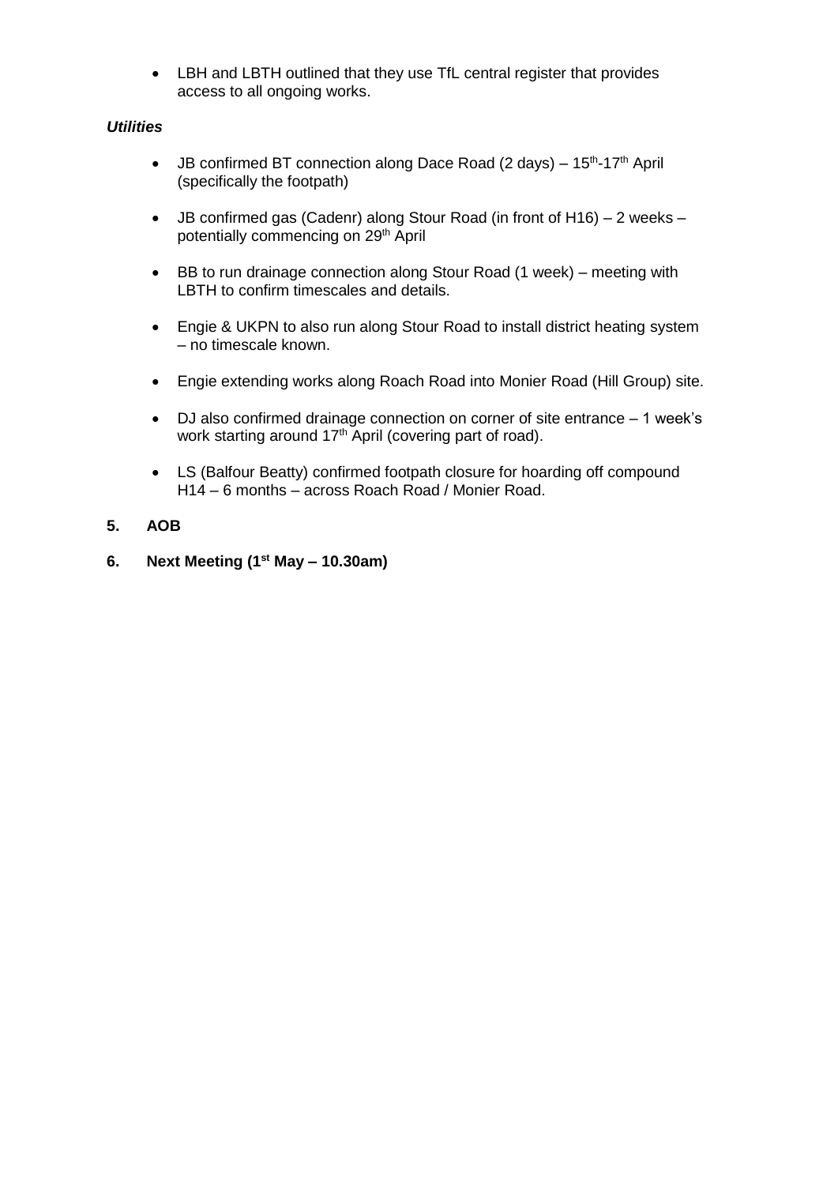- LBH and LBTH outlined that they use TfL central register that provides access to all ongoing works.

*Utilities*

- JB confirmed BT connection along Dace Road (2 days) – 15th-17th April (specifically the footpath)
- JB confirmed gas (Cadenr) along Stour Road (in front of H16) – 2 weeks – potentially commencing on 29th April
- BB to run drainage connection along Stour Road (1 week) – meeting with LBTH to confirm timescales and details.
- Engie & UKPN to also run along Stour Road to install district heating system – no timescale known.
- Engie extending works along Roach Road into Monier Road (Hill Group) site.
- DJ also confirmed drainage connection on corner of site entrance – 1 week's work starting around 17th April (covering part of road).
- LS (Balfour Beatty) confirmed footpath closure for hoarding off compound H14 – 6 months – across Roach Road / Monier Road.

**5. AOB**

**6. Next Meeting (1st May – 10.30am)**